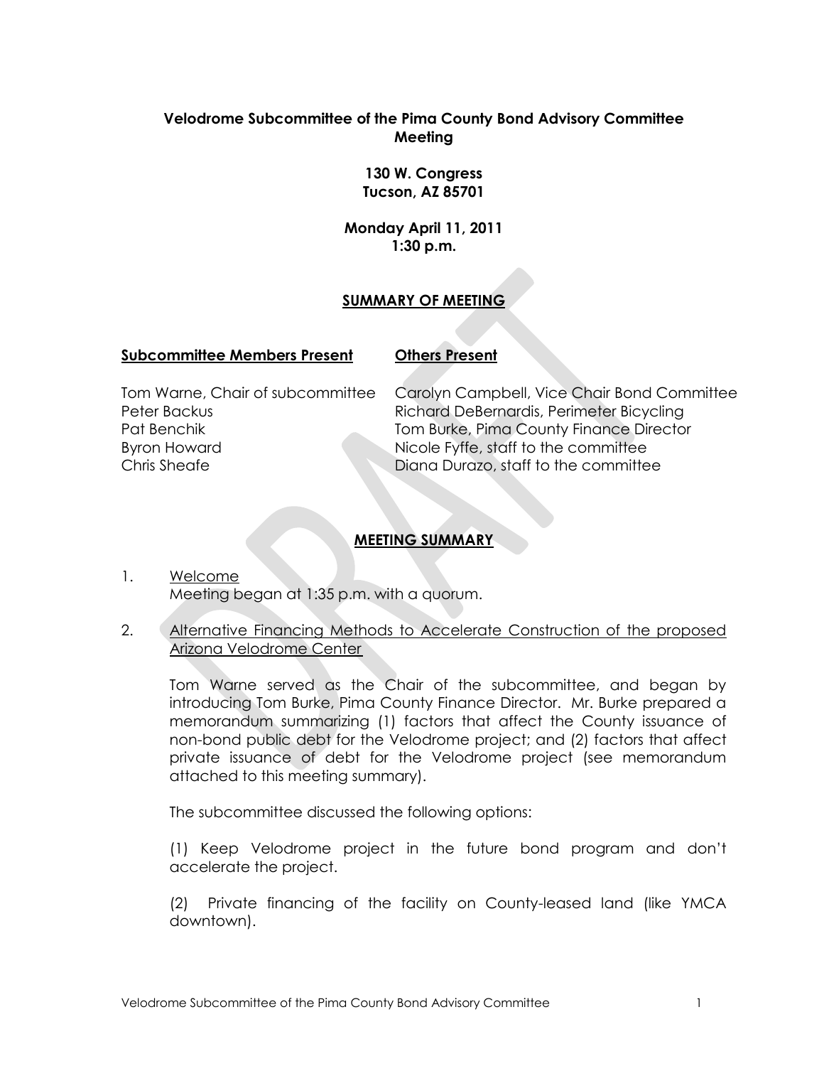**Velodrome Subcommittee of the Pima County Bond Advisory Committee Meeting**

**130 W. Congress**
**Tucson, AZ 85701**

**Monday April 11, 2011**
**1:30 p.m.**

## SUMMARY OF MEETING

| **Subcommittee Members Present** | **Others Present** |
|---|---|
| Tom Warne, Chair of subcommittee | Carolyn Campbell, Vice Chair Bond Committee |
| Peter Backus | Richard DeBernardis, Perimeter Bicycling |
| Pat Benchik | Tom Burke, Pima County Finance Director |
| Byron Howard | Nicole Fyffe, staff to the committee |
| Chris Sheafe | Diana Durazo, staff to the committee |

## MEETING SUMMARY

1. Welcome
   Meeting began at 1:35 p.m. with a quorum.

2. Alternative Financing Methods to Accelerate Construction of the proposed Arizona Velodrome Center

   Tom Warne served as the Chair of the subcommittee, and began by introducing Tom Burke, Pima County Finance Director. Mr. Burke prepared a memorandum summarizing (1) factors that affect the County issuance of non-bond public debt for the Velodrome project; and (2) factors that affect private issuance of debt for the Velodrome project (see memorandum attached to this meeting summary).

   The subcommittee discussed the following options:

   (1) Keep Velodrome project in the future bond program and don't accelerate the project.

   (2) Private financing of the facility on County-leased land (like YMCA downtown).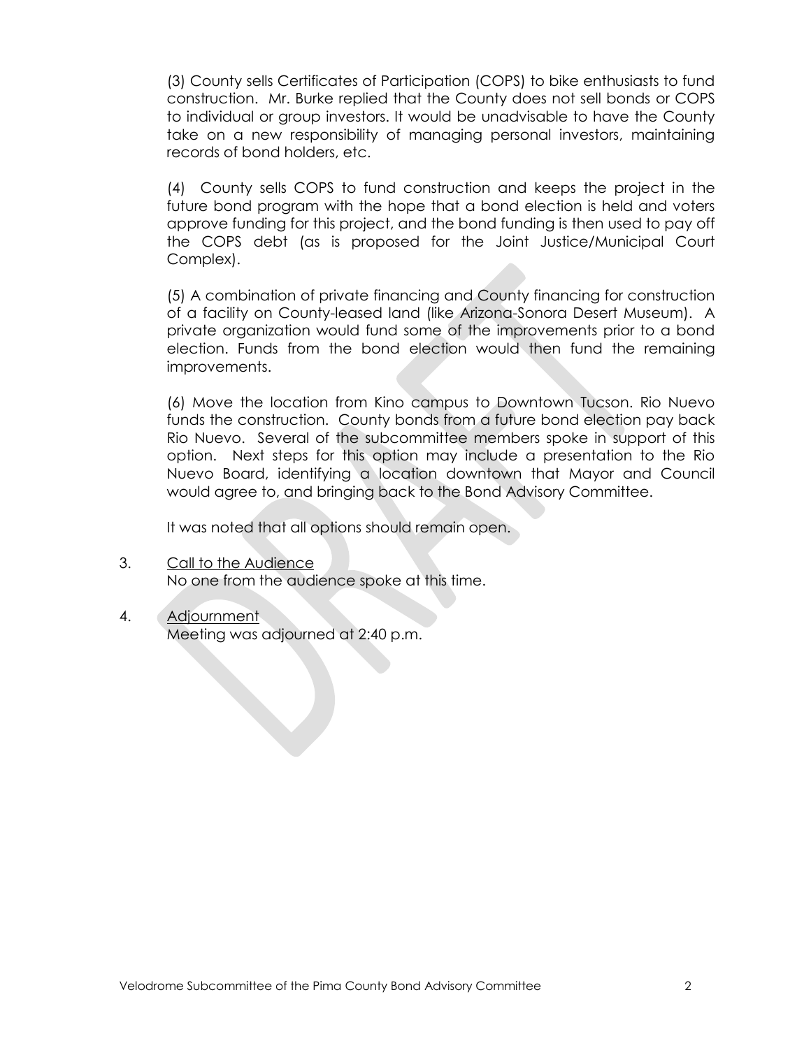(3) County sells Certificates of Participation (COPS) to bike enthusiasts to fund construction. Mr. Burke replied that the County does not sell bonds or COPS to individual or group investors. It would be unadvisable to have the County take on a new responsibility of managing personal investors, maintaining records of bond holders, etc.

(4) County sells COPS to fund construction and keeps the project in the future bond program with the hope that a bond election is held and voters approve funding for this project, and the bond funding is then used to pay off the COPS debt (as is proposed for the Joint Justice/Municipal Court Complex).

(5) A combination of private financing and County financing for construction of a facility on County-leased land (like Arizona-Sonora Desert Museum). A private organization would fund some of the improvements prior to a bond election. Funds from the bond election would then fund the remaining improvements.

(6) Move the location from Kino campus to Downtown Tucson. Rio Nuevo funds the construction. County bonds from a future bond election pay back Rio Nuevo. Several of the subcommittee members spoke in support of this option. Next steps for this option may include a presentation to the Rio Nuevo Board, identifying a location downtown that Mayor and Council would agree to, and bringing back to the Bond Advisory Committee.

It was noted that all options should remain open.

3. Call to the Audience
   No one from the audience spoke at this time.

4. Adjournment
   Meeting was adjourned at 2:40 p.m.